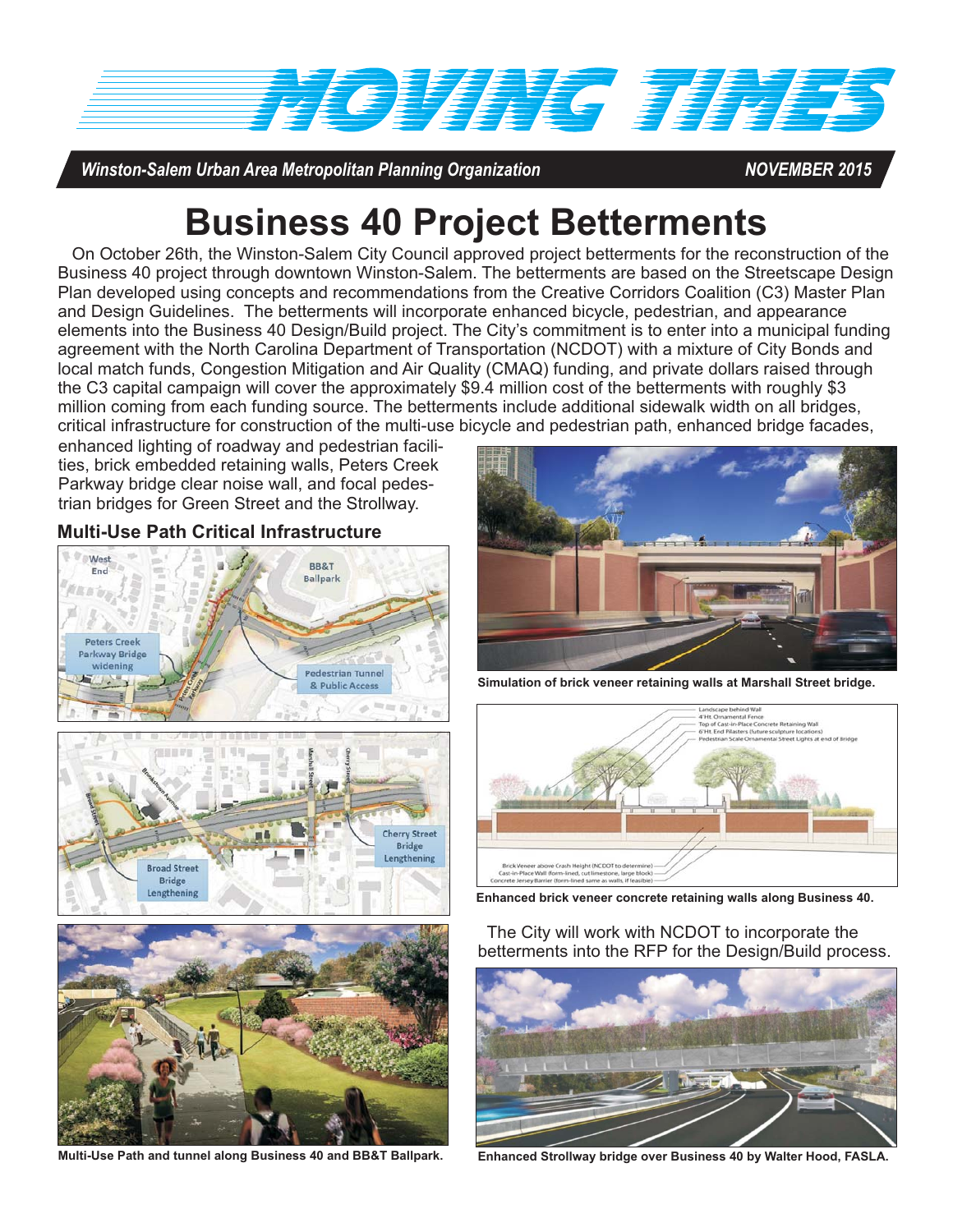# MOVING TIMES

*Winston-Salem Urban Area Metropolitan Planning Organization* — *NOVEMBER 2015*

# Business 40 Project Betterments

On October 26th, the Winston-Salem City Council approved project betterments for the reconstruction of the Business 40 project through downtown Winston-Salem. The betterments are based on the Streetscape Design Plan developed using concepts and recommendations from the Creative Corridors Coalition (C3) Master Plan and Design Guidelines. The betterments will incorporate enhanced bicycle, pedestrian, and appearance elements into the Business 40 Design/Build project. The City's commitment is to enter into a municipal funding agreement with the North Carolina Department of Transportation (NCDOT) with a mixture of City Bonds and local match funds, Congestion Mitigation and Air Quality (CMAQ) funding, and private dollars raised through the C3 capital campaign will cover the approximately $9.4 million cost of the betterments with roughly $3 million coming from each funding source. The betterments include additional sidewalk width on all bridges, critical infrastructure for construction of the multi-use bicycle and pedestrian path, enhanced bridge facades, enhanced lighting of roadway and pedestrian facilities, brick embedded retaining walls, Peters Creek Parkway bridge clear noise wall, and focal pedestrian bridges for Green Street and the Strollway.

## Multi-Use Path Critical Infrastructure

Multi-Use Path and tunnel along Business 40 and BB&T Ballpark.

Simulation of brick veneer retaining walls at Marshall Street bridge.

Enhanced brick veneer concrete retaining walls along Business 40.

The City will work with NCDOT to incorporate the betterments into the RFP for the Design/Build process.

Enhanced Strollway bridge over Business 40 by Walter Hood, FASLA.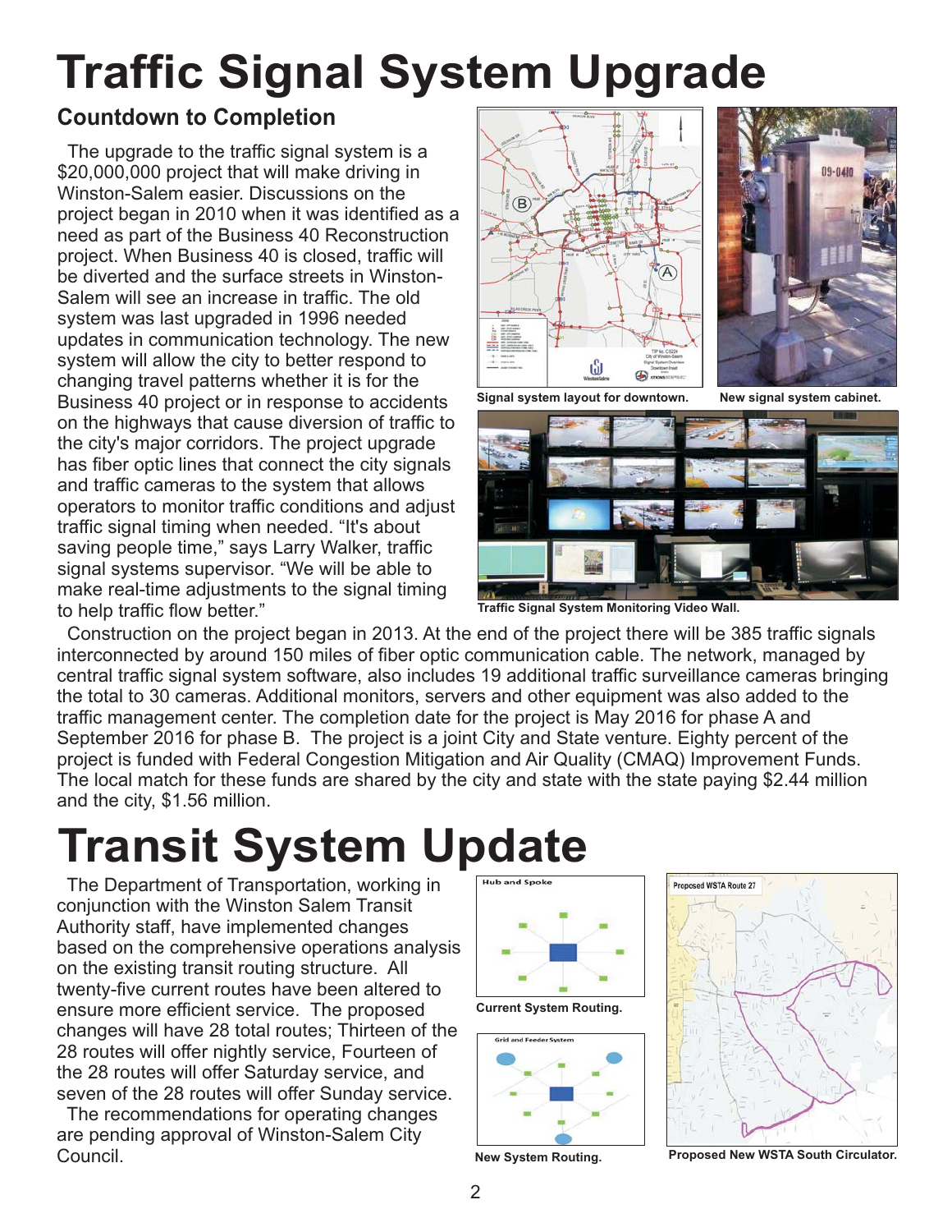# Traffic Signal System Upgrade

## Countdown to Completion

The upgrade to the traffic signal system is a $20,000,000 project that will make driving in Winston-Salem easier. Discussions on the project began in 2010 when it was identified as a need as part of the Business 40 Reconstruction project. When Business 40 is closed, traffic will be diverted and the surface streets in Winston-Salem will see an increase in traffic. The old system was last upgraded in 1996 needed updates in communication technology. The new system will allow the city to better respond to changing travel patterns whether it is for the Business 40 project or in response to accidents on the highways that cause diversion of traffic to the city's major corridors. The project upgrade has fiber optic lines that connect the city signals and traffic cameras to the system that allows operators to monitor traffic conditions and adjust traffic signal timing when needed. "It's about saving people time," says Larry Walker, traffic signal systems supervisor. "We will be able to make real-time adjustments to the signal timing to help traffic flow better."

Signal system layout for downtown.

New signal system cabinet.

Traffic Signal System Monitoring Video Wall.

Construction on the project began in 2013. At the end of the project there will be 385 traffic signals interconnected by around 150 miles of fiber optic communication cable. The network, managed by central traffic signal system software, also includes 19 additional traffic surveillance cameras bringing the total to 30 cameras. Additional monitors, servers and other equipment was also added to the traffic management center. The completion date for the project is May 2016 for phase A and September 2016 for phase B. The project is a joint City and State venture. Eighty percent of the project is funded with Federal Congestion Mitigation and Air Quality (CMAQ) Improvement Funds. The local match for these funds are shared by the city and state with the state paying $2.44 million and the city, $1.56 million.

# Transit System Update

The Department of Transportation, working in conjunction with the Winston Salem Transit Authority staff, have implemented changes based on the comprehensive operations analysis on the existing transit routing structure. All twenty-five current routes have been altered to ensure more efficient service. The proposed changes will have 28 total routes; Thirteen of the 28 routes will offer nightly service, Fourteen of the 28 routes will offer Saturday service, and seven of the 28 routes will offer Sunday service.

The recommendations for operating changes are pending approval of Winston-Salem City Council.

Current System Routing.

New System Routing.

Proposed New WSTA South Circulator.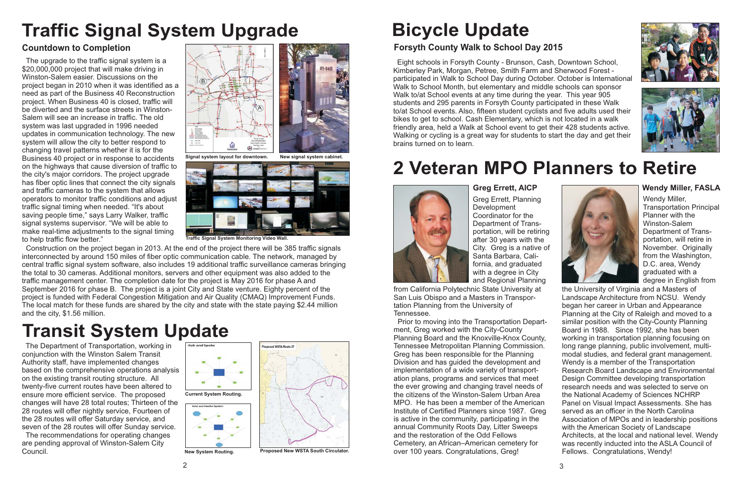# Traffic Signal System Upgrade

## Countdown to Completion

The upgrade to the traffic signal system is a $20,000,000 project that will make driving in Winston-Salem easier. Discussions on the project began in 2010 when it was identified as a need as part of the Business 40 Reconstruction project. When Business 40 is closed, traffic will be diverted and the surface streets in Winston-Salem will see an increase in traffic. The old system was last upgraded in 1996 needed updates in communication technology. The new system will allow the city to better respond to changing travel patterns whether it is for the Business 40 project or in response to accidents on the highways that cause diversion of traffic to the city's major corridors. The project upgrade has fiber optic lines that connect the city signals and traffic cameras to the system that allows operators to monitor traffic conditions and adjust traffic signal timing when needed. "It's about saving people time," says Larry Walker, traffic signal systems supervisor. "We will be able to make real-time adjustments to the signal timing to help traffic flow better."

Signal system layout for downtown.

New signal system cabinet.

Traffic Signal System Monitoring Video Wall.

Construction on the project began in 2013. At the end of the project there will be 385 traffic signals interconnected by around 150 miles of fiber optic communication cable. The network, managed by central traffic signal system software, also includes 19 additional traffic surveillance cameras bringing the total to 30 cameras. Additional monitors, servers and other equipment was also added to the traffic management center. The completion date for the project is May 2016 for phase A and September 2016 for phase B. The project is a joint City and State venture. Eighty percent of the project is funded with Federal Congestion Mitigation and Air Quality (CMAQ) Improvement Funds. The local match for these funds are shared by the city and state with the state paying $2.44 million and the city, $1.56 million.

# Transit System Update

The Department of Transportation, working in conjunction with the Winston Salem Transit Authority staff, have implemented changes based on the comprehensive operations analysis on the existing transit routing structure. All twenty-five current routes have been altered to ensure more efficient service. The proposed changes will have 28 total routes; Thirteen of the 28 routes will offer nightly service, Fourteen of the 28 routes will offer Saturday service, and seven of the 28 routes will offer Sunday service.

The recommendations for operating changes are pending approval of Winston-Salem City Council.

Current System Routing.

New System Routing.

Proposed New WSTA South Circulator.

# Bicycle Update

## Forsyth County Walk to School Day 2015

Eight schools in Forsyth County - Brunson, Cash, Downtown School, Kimberley Park, Morgan, Petree, Smith Farm and Sherwood Forest - participated in Walk to School Day during October. October is International Walk to School Month, but elementary and middle schools can sponsor Walk to/at School events at any time during the year. This year 905 students and 295 parents in Forsyth County participated in these Walk to/at School events. Also, fifteen student cyclists and five adults used their bikes to get to school. Cash Elementary, which is not located in a walk friendly area, held a Walk at School event to get their 428 students active. Walking or cycling is a great way for students to start the day and get their brains turned on to learn.

# 2 Veteran MPO Planners to Retire

### Greg Errett, AICP

Greg Errett, Planning Development Coordinator for the Department of Transportation, will be retiring after 30 years with the City. Greg is a native of Santa Barbara, California, and graduated with a degree in City and Regional Planning from California Polytechnic State University at San Luis Obispo and a Masters in Transportation Planning from the University of Tennessee.

Prior to moving into the Transportation Department, Greg worked with the City-County Planning Board and the Knoxville-Knox County, Tennessee Metropolitan Planning Commission. Greg has been responsible for the Planning Division and has guided the development and implementation of a wide variety of transportation plans, programs and services that meet the ever growing and changing travel needs of the citizens of the Winston-Salem Urban Area MPO. He has been a member of the American Institute of Certified Planners since 1987. Greg is active in the community, participating in the annual Community Roots Day, Litter Sweeps and the restoration of the Odd Fellows Cemetery, an African–American cemetery for over 100 years. Congratulations, Greg!

### Wendy Miller, FASLA

Wendy Miller, Transportation Principal Planner with the Winston-Salem Department of Transportation, will retire in November. Originally from the Washington, D.C. area, Wendy graduated with a degree in English from the University of Virginia and a Masters of Landscape Architecture from NCSU. Wendy began her career in Urban and Appearance Planning at the City of Raleigh and moved to a similar position with the City-County Planning Board in 1988. Since 1992, she has been working in transportation planning focusing on long range planning, public involvement, multimodal studies, and federal grant management. Wendy is a member of the Transportation Research Board Landscape and Environmental Design Committee developing transportation research needs and was selected to serve on the National Academy of Sciences NCHRP Panel on Visual Impact Assessments. She has served as an officer in the North Carolina Association of MPOs and in leadership positions with the American Society of Landscape Architects, at the local and national level. Wendy was recently inducted into the ASLA Council of Fellows. Congratulations, Wendy!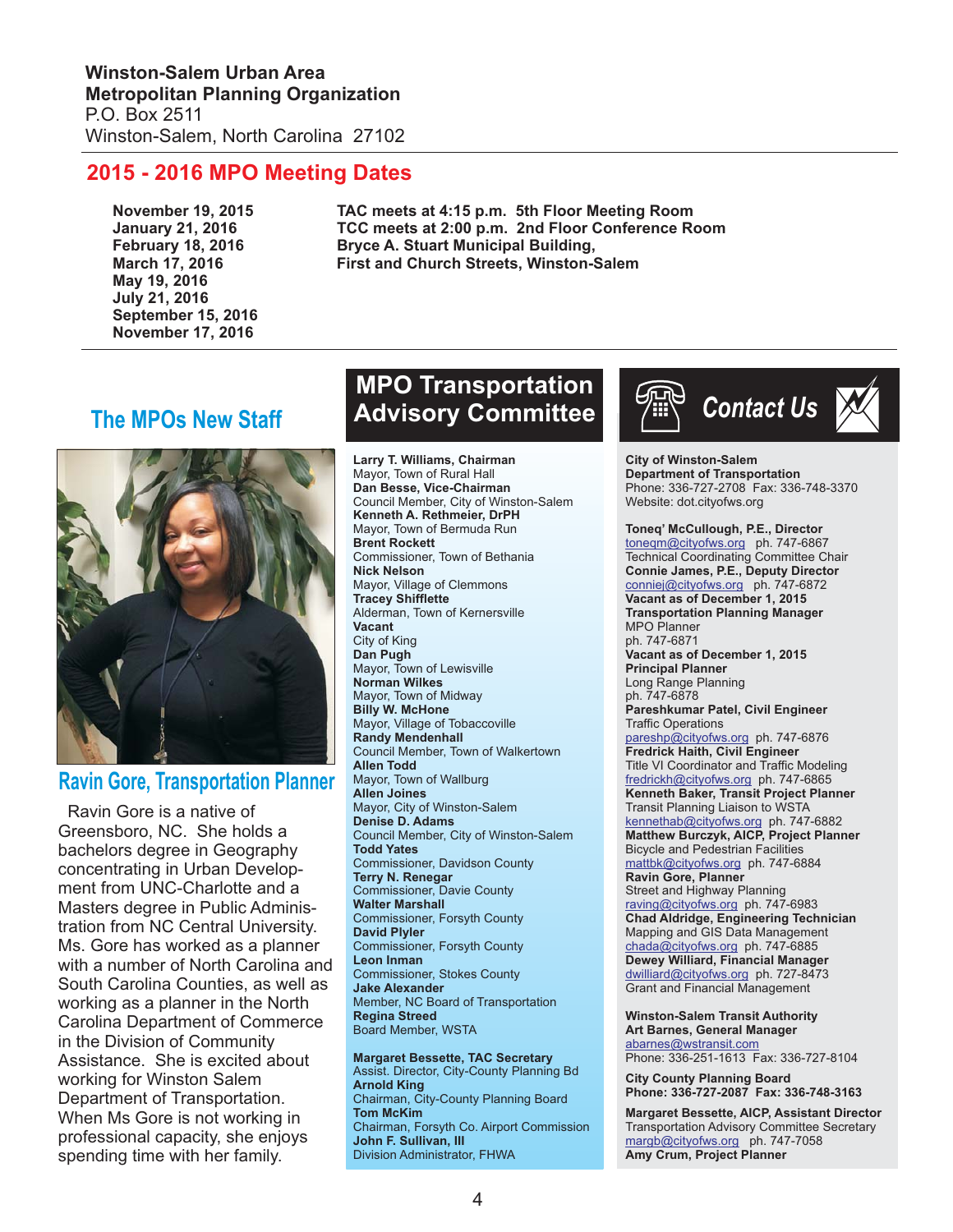**Winston-Salem Urban Area**
**Metropolitan Planning Organization**
P.O. Box 2511
Winston-Salem, North Carolina 27102

## 2015 - 2016 MPO Meeting Dates

**November 19, 2015**
**January 21, 2016**
**February 18, 2016**
**March 17, 2016**
**May 19, 2016**
**July 21, 2016**
**September 15, 2016**
**November 17, 2016**

**TAC meets at 4:15 p.m. 5th Floor Meeting Room**
**TCC meets at 2:00 p.m. 2nd Floor Conference Room**
**Bryce A. Stuart Municipal Building,**
**First and Church Streets, Winston-Salem**

## The MPOs New Staff

### Ravin Gore, Transportation Planner

Ravin Gore is a native of Greensboro, NC. She holds a bachelors degree in Geography concentrating in Urban Development from UNC-Charlotte and a Masters degree in Public Administration from NC Central University. Ms. Gore has worked as a planner with a number of North Carolina and South Carolina Counties, as well as working as a planner in the North Carolina Department of Commerce in the Division of Community Assistance. She is excited about working for Winston Salem Department of Transportation. When Ms Gore is not working in professional capacity, she enjoys spending time with her family.

## MPO Transportation Advisory Committee

**Larry T. Williams, Chairman**
Mayor, Town of Rural Hall
**Dan Besse, Vice-Chairman**
Council Member, City of Winston-Salem
**Kenneth A. Rethmeier, DrPH**
Mayor, Town of Bermuda Run
**Brent Rockett**
Commissioner, Town of Bethania
**Nick Nelson**
Mayor, Village of Clemmons
**Tracey Shifflette**
Alderman, Town of Kernersville
**Vacant**
City of King
**Dan Pugh**
Mayor, Town of Lewisville
**Norman Wilkes**
Mayor, Town of Midway
**Billy W. McHone**
Mayor, Village of Tobaccoville
**Randy Mendenhall**
Council Member, Town of Walkertown
**Allen Todd**
Mayor, Town of Wallburg
**Allen Joines**
Mayor, City of Winston-Salem
**Denise D. Adams**
Council Member, City of Winston-Salem
**Todd Yates**
Commissioner, Davidson County
**Terry N. Renegar**
Commissioner, Davie County
**Walter Marshall**
Commissioner, Forsyth County
**David Plyler**
Commissioner, Forsyth County
**Leon Inman**
Commissioner, Stokes County
**Jake Alexander**
Member, NC Board of Transportation
**Regina Streed**
Board Member, WSTA

**Margaret Bessette, TAC Secretary**
Assist. Director, City-County Planning Bd
**Arnold King**
Chairman, City-County Planning Board
**Tom McKim**
Chairman, Forsyth Co. Airport Commission
**John F. Sullivan, III**
Division Administrator, FHWA

## Contact Us

**City of Winston-Salem**
**Department of Transportation**
Phone: 336-727-2708 Fax: 336-748-3370
Website: dot.cityofws.org

**Toneq' McCullough, P.E., Director**
toneqm@cityofws.org ph. 747-6867
Technical Coordinating Committee Chair
**Connie James, P.E., Deputy Director**
conniej@cityofws.org ph. 747-6872
**Vacant as of December 1, 2015**
**Transportation Planning Manager**
MPO Planner
ph. 747-6871
**Vacant as of December 1, 2015**
**Principal Planner**
Long Range Planning
ph. 747-6878
**Pareshkumar Patel, Civil Engineer**
Traffic Operations
pareshp@cityofws.org ph. 747-6876
**Fredrick Haith, Civil Engineer**
Title VI Coordinator and Traffic Modeling
fredrickh@cityofws.org ph. 747-6865
**Kenneth Baker, Transit Project Planner**
Transit Planning Liaison to WSTA
kennethab@cityofws.org ph. 747-6882
**Matthew Burczyk, AICP, Project Planner**
Bicycle and Pedestrian Facilities
mattbk@cityofws.org ph. 747-6884
**Ravin Gore, Planner**
Street and Highway Planning
raving@cityofws.org ph. 747-6983
**Chad Aldridge, Engineering Technician**
Mapping and GIS Data Management
chada@cityofws.org ph. 747-6885
**Dewey Williard, Financial Manager**
dwilliard@cityofws.org ph. 727-8473
Grant and Financial Management

**Winston-Salem Transit Authority**
**Art Barnes, General Manager**
abarnes@wstransit.com
Phone: 336-251-1613 Fax: 336-727-8104

**City County Planning Board**
**Phone: 336-727-2087 Fax: 336-748-3163**

**Margaret Bessette, AICP, Assistant Director**
Transportation Advisory Committee Secretary
margb@cityofws.org ph. 747-7058
**Amy Crum, Project Planner**